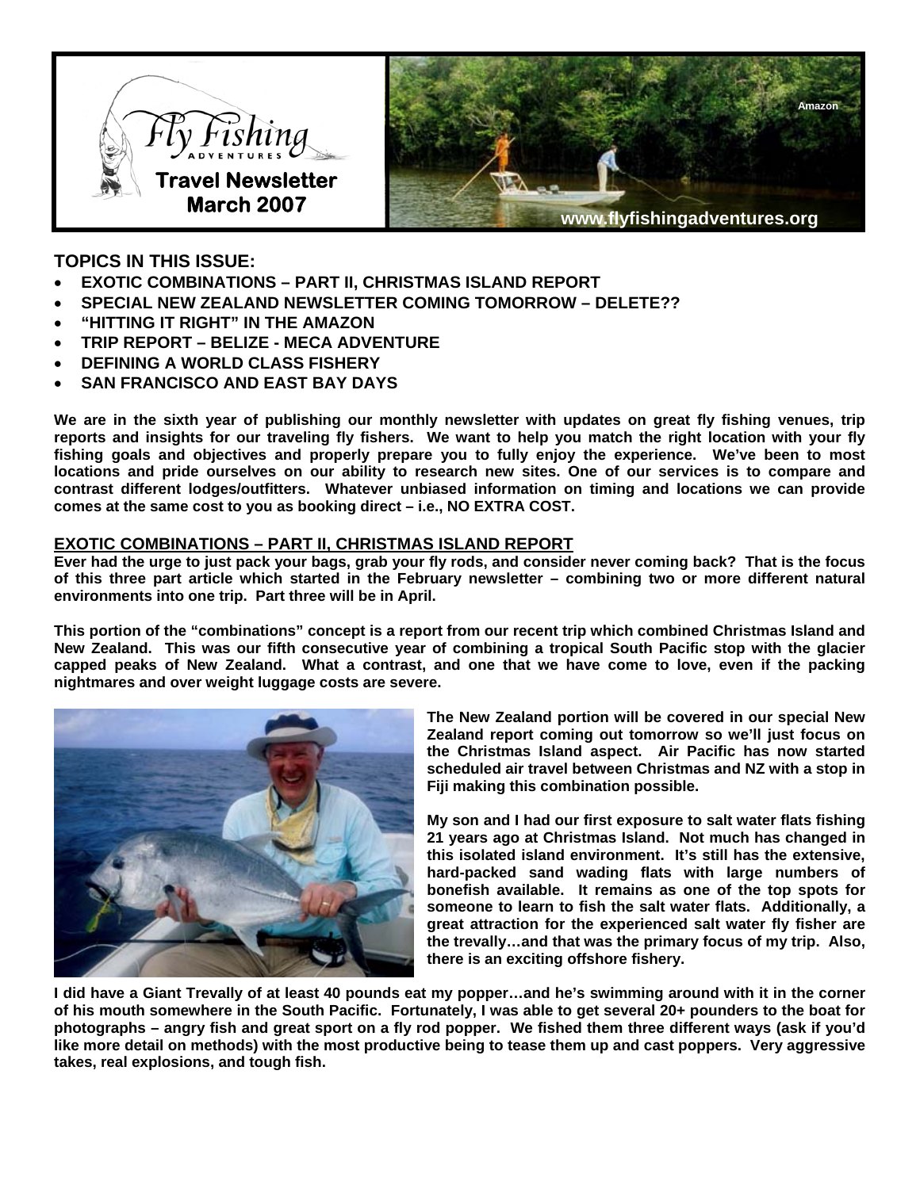# Fly Fishing Adventures

**Travel Newsletter**
**March 2007**

Amazon

www.flyfishingadventures.org

## TOPICS IN THIS ISSUE:

- **EXOTIC COMBINATIONS – PART II, CHRISTMAS ISLAND REPORT**
- **SPECIAL NEW ZEALAND NEWSLETTER COMING TOMORROW – DELETE??**
- **"HITTING IT RIGHT" IN THE AMAZON**
- **TRIP REPORT – BELIZE - MECA ADVENTURE**
- **DEFINING A WORLD CLASS FISHERY**
- **SAN FRANCISCO AND EAST BAY DAYS**

**We are in the sixth year of publishing our monthly newsletter with updates on great fly fishing venues, trip reports and insights for our traveling fly fishers. We want to help you match the right location with your fly fishing goals and objectives and properly prepare you to fully enjoy the experience. We've been to most locations and pride ourselves on our ability to research new sites. One of our services is to compare and contrast different lodges/outfitters. Whatever unbiased information on timing and locations we can provide comes at the same cost to you as booking direct – i.e., NO EXTRA COST.**

## EXOTIC COMBINATIONS – PART II, CHRISTMAS ISLAND REPORT

**Ever had the urge to just pack your bags, grab your fly rods, and consider never coming back? That is the focus of this three part article which started in the February newsletter – combining two or more different natural environments into one trip. Part three will be in April.**

**This portion of the "combinations" concept is a report from our recent trip which combined Christmas Island and New Zealand. This was our fifth consecutive year of combining a tropical South Pacific stop with the glacier capped peaks of New Zealand. What a contrast, and one that we have come to love, even if the packing nightmares and over weight luggage costs are severe.**

**The New Zealand portion will be covered in our special New Zealand report coming out tomorrow so we'll just focus on the Christmas Island aspect. Air Pacific has now started scheduled air travel between Christmas and NZ with a stop in Fiji making this combination possible.**

**My son and I had our first exposure to salt water flats fishing 21 years ago at Christmas Island. Not much has changed in this isolated island environment. It's still has the extensive, hard-packed sand wading flats with large numbers of bonefish available. It remains as one of the top spots for someone to learn to fish the salt water flats. Additionally, a great attraction for the experienced salt water fly fisher are the trevally…and that was the primary focus of my trip. Also, there is an exciting offshore fishery.**

**I did have a Giant Trevally of at least 40 pounds eat my popper…and he's swimming around with it in the corner of his mouth somewhere in the South Pacific. Fortunately, I was able to get several 20+ pounders to the boat for photographs – angry fish and great sport on a fly rod popper. We fished them three different ways (ask if you'd like more detail on methods) with the most productive being to tease them up and cast poppers. Very aggressive takes, real explosions, and tough fish.**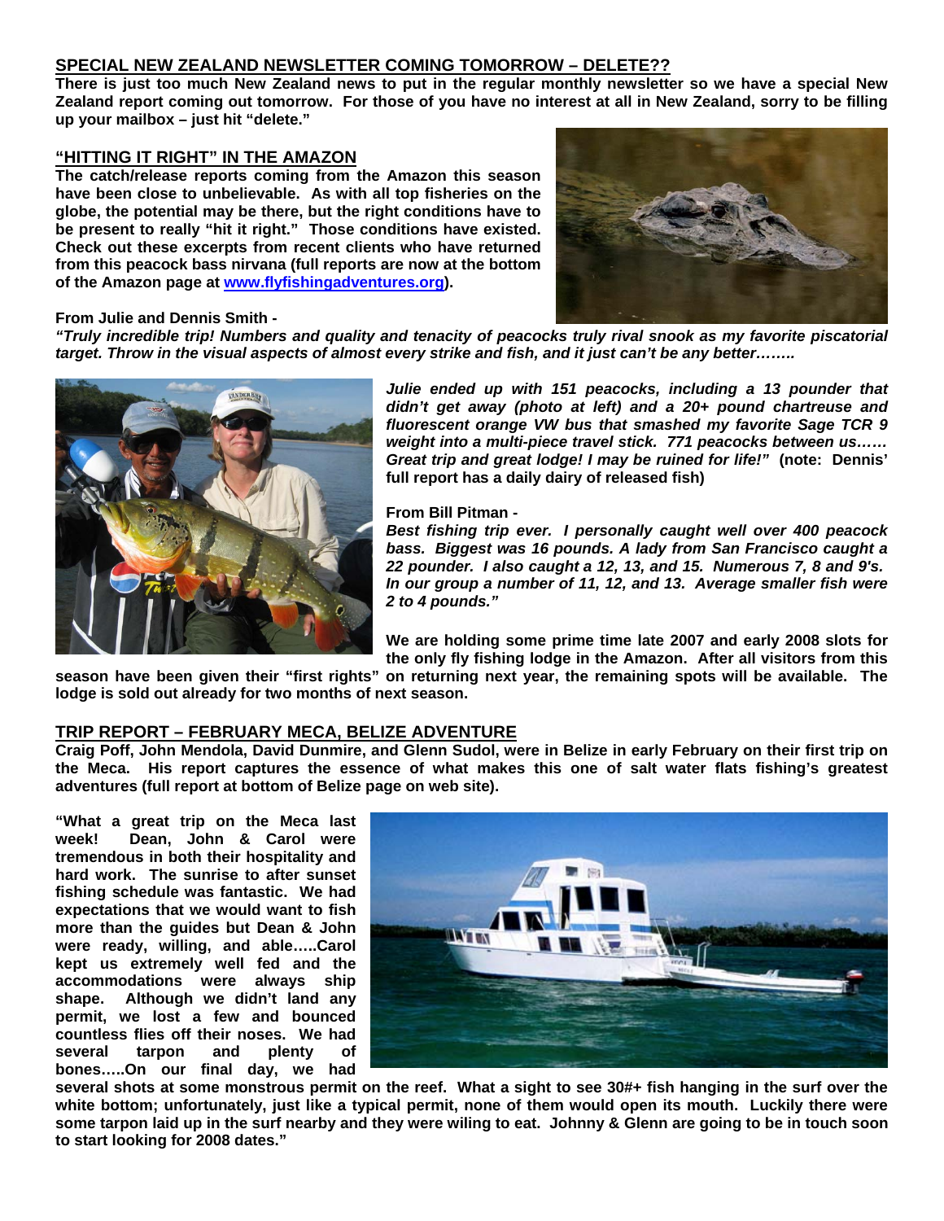## SPECIAL NEW ZEALAND NEWSLETTER COMING TOMORROW – DELETE??

**There is just too much New Zealand news to put in the regular monthly newsletter so we have a special New Zealand report coming out tomorrow. For those of you have no interest at all in New Zealand, sorry to be filling up your mailbox – just hit "delete."**

## "HITTING IT RIGHT" IN THE AMAZON

**The catch/release reports coming from the Amazon this season have been close to unbelievable. As with all top fisheries on the globe, the potential may be there, but the right conditions have to be present to really "hit it right." Those conditions have existed. Check out these excerpts from recent clients who have returned from this peacock bass nirvana (full reports are now at the bottom of the Amazon page at www.flyfishingadventures.org).**

**From Julie and Dennis Smith -**

***"Truly incredible trip! Numbers and quality and tenacity of peacocks truly rival snook as my favorite piscatorial target. Throw in the visual aspects of almost every strike and fish, and it just can't be any better……..***

***Julie ended up with 151 peacocks, including a 13 pounder that didn't get away (photo at left) and a 20+ pound chartreuse and fluorescent orange VW bus that smashed my favorite Sage TCR 9 weight into a multi-piece travel stick. 771 peacocks between us…… Great trip and great lodge! I may be ruined for life!"*** **(note: Dennis' full report has a daily dairy of released fish)**

**From Bill Pitman -**

***Best fishing trip ever. I personally caught well over 400 peacock bass. Biggest was 16 pounds. A lady from San Francisco caught a 22 pounder. I also caught a 12, 13, and 15. Numerous 7, 8 and 9's. In our group a number of 11, 12, and 13. Average smaller fish were 2 to 4 pounds."***

**We are holding some prime time late 2007 and early 2008 slots for the only fly fishing lodge in the Amazon. After all visitors from this season have been given their "first rights" on returning next year, the remaining spots will be available. The lodge is sold out already for two months of next season.**

## TRIP REPORT – FEBRUARY MECA, BELIZE ADVENTURE

**Craig Poff, John Mendola, David Dunmire, and Glenn Sudol, were in Belize in early February on their first trip on the Meca. His report captures the essence of what makes this one of salt water flats fishing's greatest adventures (full report at bottom of Belize page on web site).**

**"What a great trip on the Meca last week! Dean, John & Carol were tremendous in both their hospitality and hard work. The sunrise to after sunset fishing schedule was fantastic. We had expectations that we would want to fish more than the guides but Dean & John were ready, willing, and able…..Carol kept us extremely well fed and the accommodations were always ship shape. Although we didn't land any permit, we lost a few and bounced countless flies off their noses. We had several tarpon and plenty of bones…..On our final day, we had several shots at some monstrous permit on the reef. What a sight to see 30#+ fish hanging in the surf over the white bottom; unfortunately, just like a typical permit, none of them would open its mouth. Luckily there were some tarpon laid up in the surf nearby and they were wiling to eat. Johnny & Glenn are going to be in touch soon to start looking for 2008 dates."**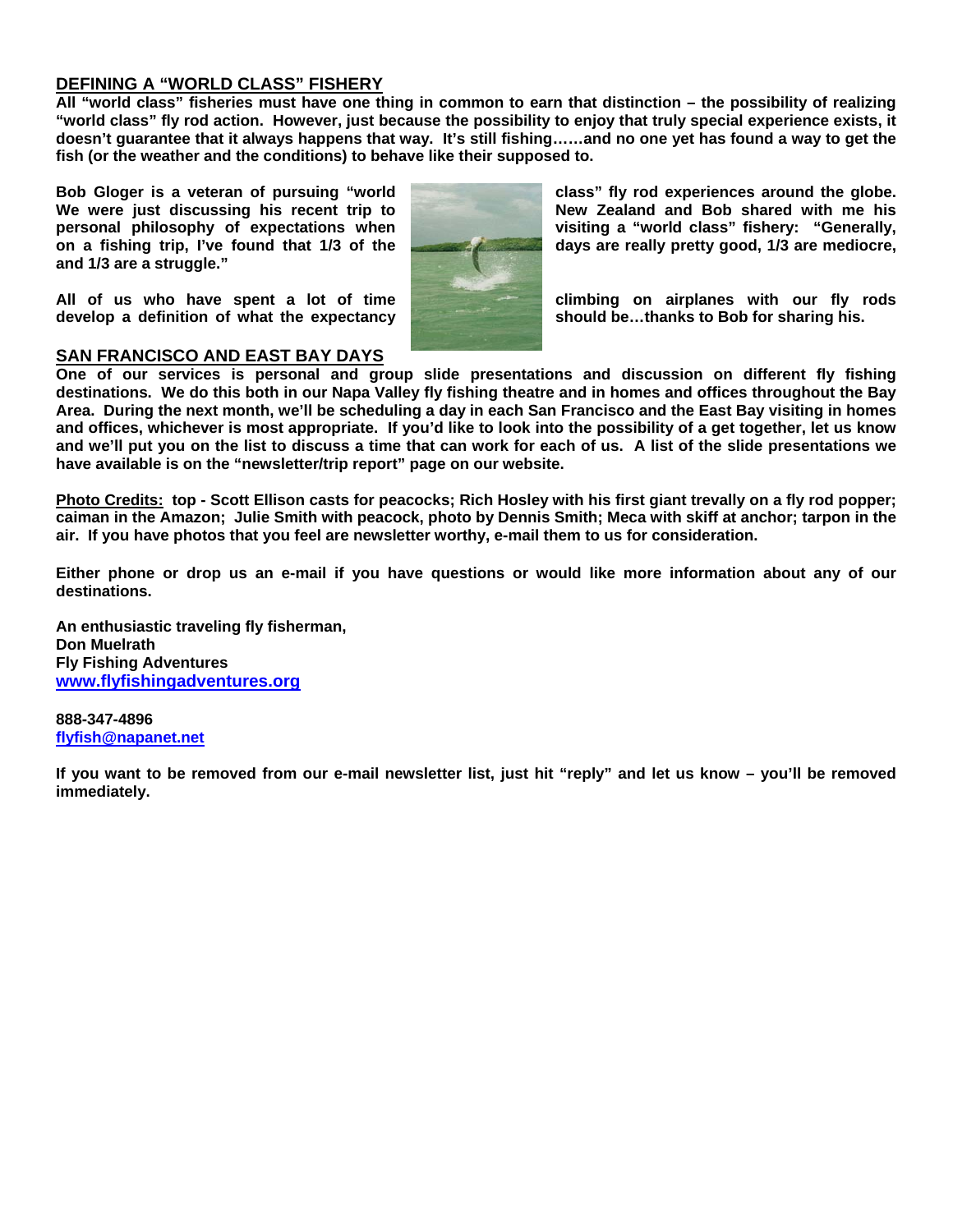## DEFINING A "WORLD CLASS" FISHERY

**All "world class" fisheries must have one thing in common to earn that distinction – the possibility of realizing "world class" fly rod action. However, just because the possibility to enjoy that truly special experience exists, it doesn't guarantee that it always happens that way. It's still fishing……and no one yet has found a way to get the fish (or the weather and the conditions) to behave like their supposed to.**

**Bob Gloger is a veteran of pursuing "world class" fly rod experiences around the globe. We were just discussing his recent trip to New Zealand and Bob shared with me his personal philosophy of expectations when visiting a "world class" fishery: "Generally, on a fishing trip, I've found that 1/3 of the days are really pretty good, 1/3 are mediocre, and 1/3 are a struggle."**

**All of us who have spent a lot of time climbing on airplanes with our fly rods develop a definition of what the expectancy should be…thanks to Bob for sharing his.**

## SAN FRANCISCO AND EAST BAY DAYS

**One of our services is personal and group slide presentations and discussion on different fly fishing destinations. We do this both in our Napa Valley fly fishing theatre and in homes and offices throughout the Bay Area. During the next month, we'll be scheduling a day in each San Francisco and the East Bay visiting in homes and offices, whichever is most appropriate. If you'd like to look into the possibility of a get together, let us know and we'll put you on the list to discuss a time that can work for each of us. A list of the slide presentations we have available is on the "newsletter/trip report" page on our website.**

**Photo Credits: top - Scott Ellison casts for peacocks; Rich Hosley with his first giant trevally on a fly rod popper; caiman in the Amazon; Julie Smith with peacock, photo by Dennis Smith; Meca with skiff at anchor; tarpon in the air. If you have photos that you feel are newsletter worthy, e-mail them to us for consideration.**

**Either phone or drop us an e-mail if you have questions or would like more information about any of our destinations.**

**An enthusiastic traveling fly fisherman,**
**Don Muelrath**
**Fly Fishing Adventures**
**www.flyfishingadventures.org**

**888-347-4896**
**flyfish@napanet.net**

**If you want to be removed from our e-mail newsletter list, just hit "reply" and let us know – you'll be removed immediately.**